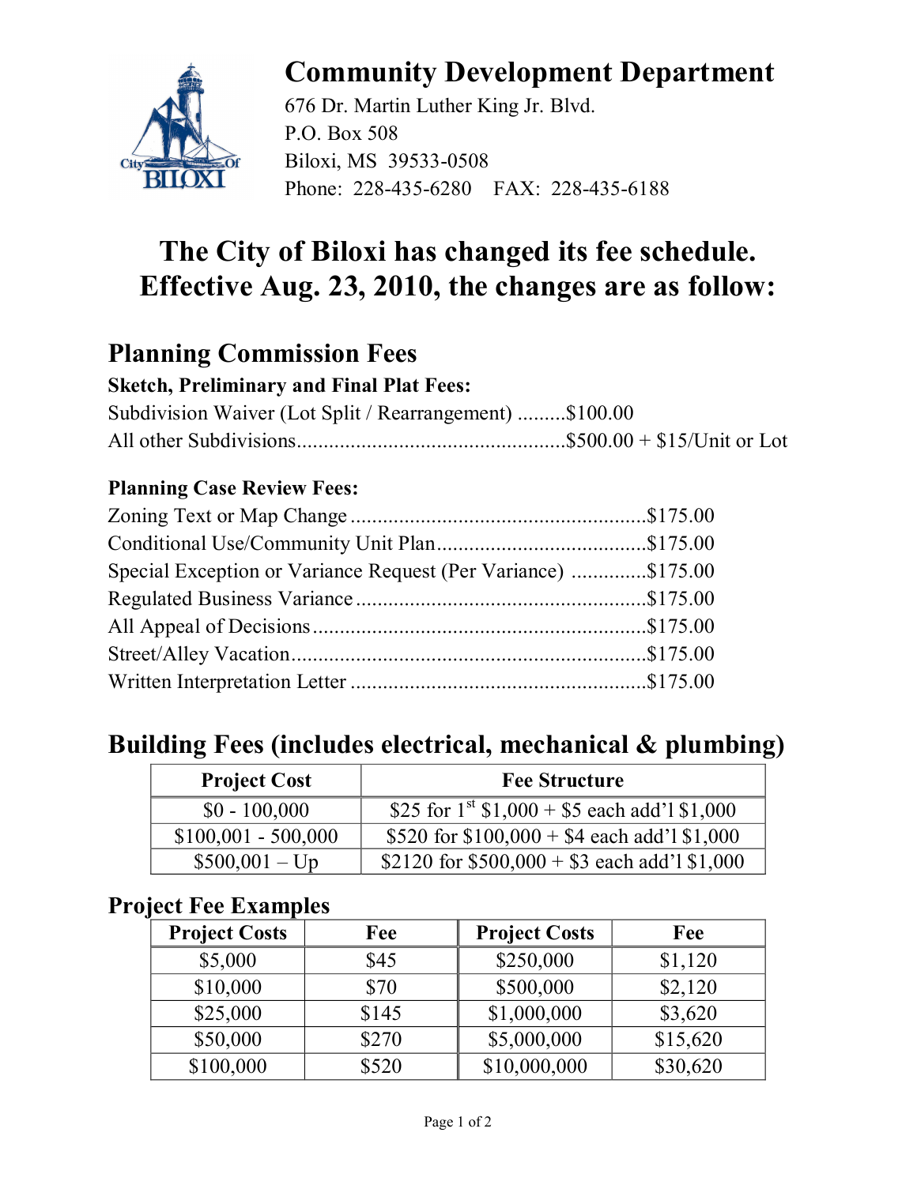# Community Development Department

676 Dr. Martin Luther King Jr. Blvd.
P.O. Box 508
Biloxi, MS 39533-0508
Phone: 228-435-6280 FAX: 228-435-6188

## The City of Biloxi has changed its fee schedule. Effective Aug. 23, 2010, the changes are as follow:

## Planning Commission Fees

**Sketch, Preliminary and Final Plat Fees:**

Subdivision Waiver (Lot Split / Rearrangement) .........$100.00
All other Subdivisions.................................................$500.00 + $15/Unit or Lot

**Planning Case Review Fees:**

Zoning Text or Map Change ......................................................$175.00
Conditional Use/Community Unit Plan.......................................$175.00
Special Exception or Variance Request (Per Variance) .............$175.00
Regulated Business Variance .....................................................$175.00
All Appeal of Decisions.............................................................$175.00
Street/Alley Vacation.................................................................$175.00
Written Interpretation Letter ......................................................$175.00

## Building Fees (includes electrical, mechanical & plumbing)

| Project Cost | Fee Structure |
|---|---|
| $0 - 100,000 | $25 for 1st $1,000 + $5 each add'l $1,000 |
| $100,001 - 500,000 | $520 for $100,000 + $4 each add'l $1,000 |
| $500,001 – Up | $2120 for $500,000 + $3 each add'l $1,000 |

### Project Fee Examples

| Project Costs | Fee | Project Costs | Fee |
|---|---|---|---|
| $5,000 | $45 | $250,000 | $1,120 |
| $10,000 | $70 | $500,000 | $2,120 |
| $25,000 | $145 | $1,000,000 | $3,620 |
| $50,000 | $270 | $5,000,000 | $15,620 |
| $100,000 | $520 | $10,000,000 | $30,620 |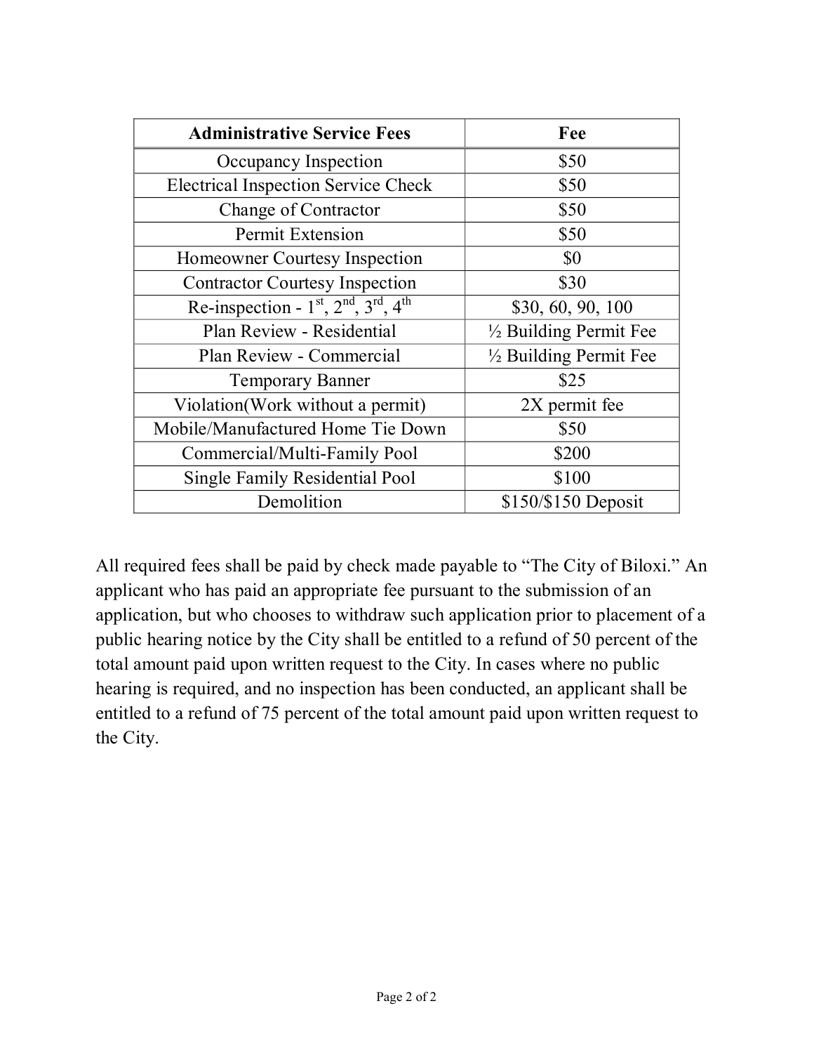| Administrative Service Fees | Fee |
|---|---|
| Occupancy Inspection | $50 |
| Electrical Inspection Service Check | $50 |
| Change of Contractor | $50 |
| Permit Extension | $50 |
| Homeowner Courtesy Inspection | $0 |
| Contractor Courtesy Inspection | $30 |
| Re-inspection - 1st, 2nd, 3rd, 4th | $30, 60, 90, 100 |
| Plan Review - Residential | ½ Building Permit Fee |
| Plan Review - Commercial | ½ Building Permit Fee |
| Temporary Banner | $25 |
| Violation(Work without a permit) | 2X permit fee |
| Mobile/Manufactured Home Tie Down | $50 |
| Commercial/Multi-Family Pool | $200 |
| Single Family Residential Pool | $100 |
| Demolition | $150/$150 Deposit |

All required fees shall be paid by check made payable to "The City of Biloxi." An applicant who has paid an appropriate fee pursuant to the submission of an application, but who chooses to withdraw such application prior to placement of a public hearing notice by the City shall be entitled to a refund of 50 percent of the total amount paid upon written request to the City. In cases where no public hearing is required, and no inspection has been conducted, an applicant shall be entitled to a refund of 75 percent of the total amount paid upon written request to the City.